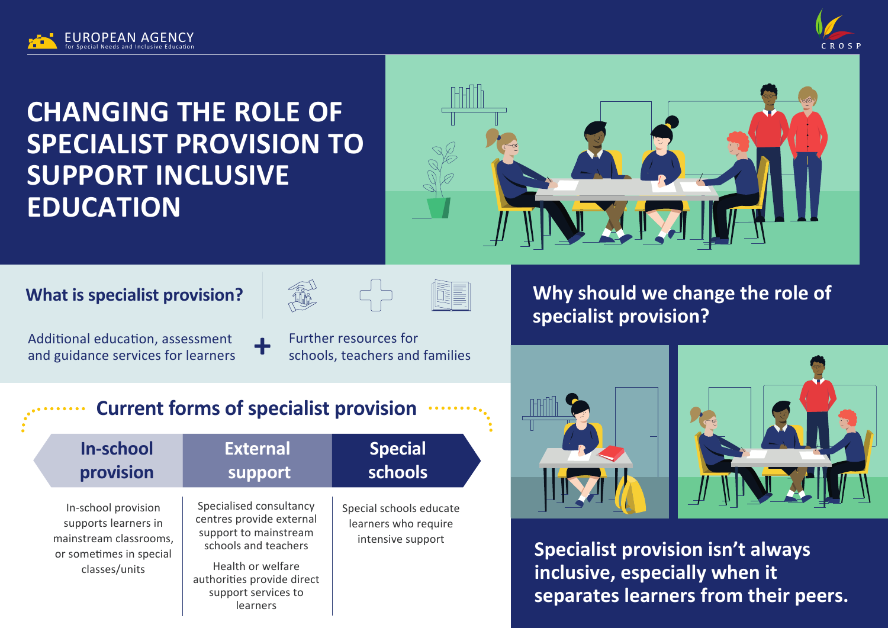EUROPEAN AGENCY for Special Needs and Inclusive Education

CROSP

# CHANGING THE ROLE OF SPECIALIST PROVISION TO SUPPORT INCLUSIVE EDUCATION

## What is specialist provision?

Additional education, assessment and guidance services for learners **+** Further resources for schools, teachers and families

## Current forms of specialist provision

| In-school provision | External support | Special schools |
| --- | --- | --- |
| In-school provision supports learners in mainstream classrooms, or sometimes in special classes/units | Specialised consultancy centres provide external support to mainstream schools and teachers<br><br>Health or welfare authorities provide direct support services to learners | Special schools educate learners who require intensive support |

## Why should we change the role of specialist provision?

**Specialist provision isn't always inclusive, especially when it separates learners from their peers.**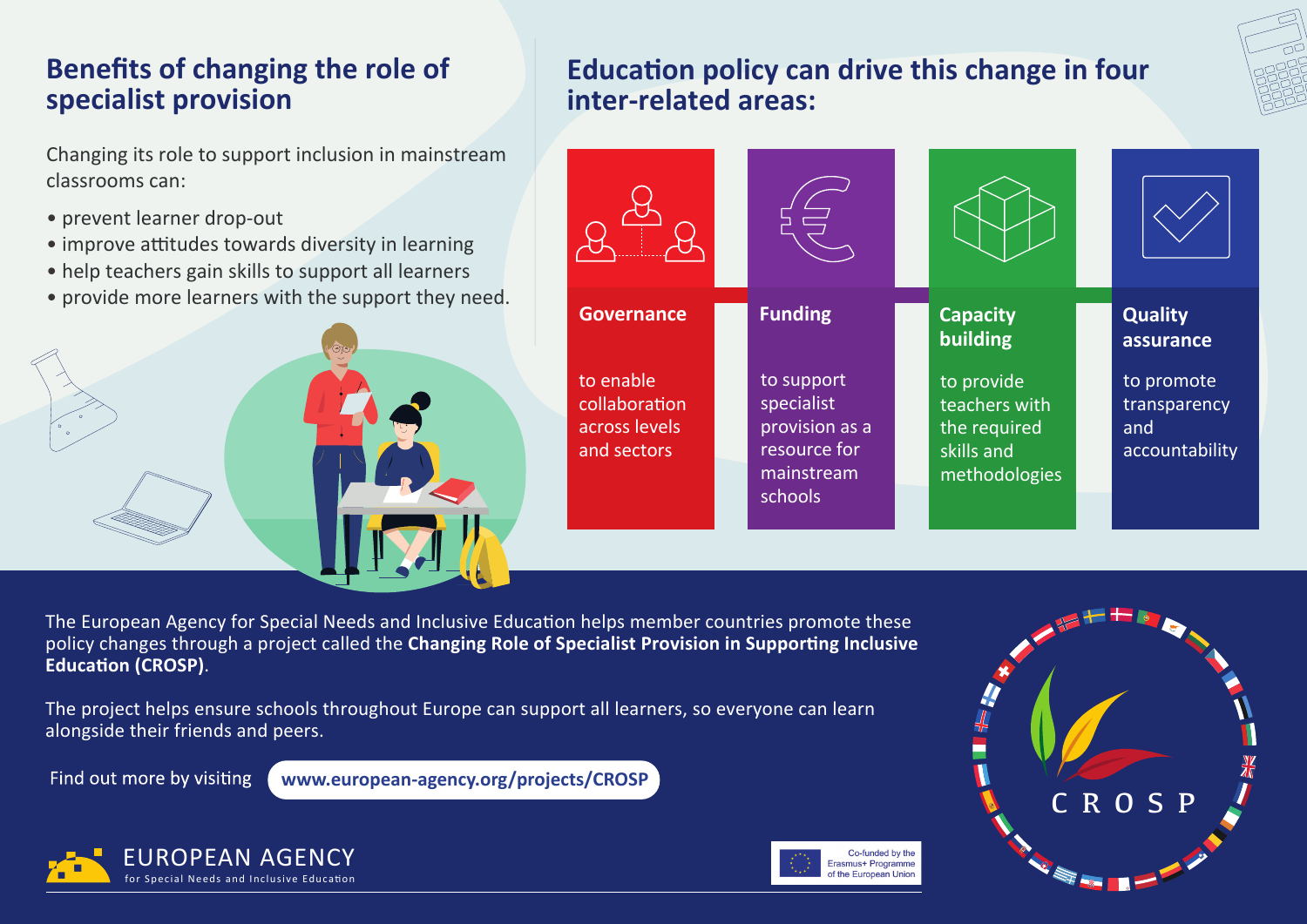## Benefits of changing the role of specialist provision

Changing its role to support inclusion in mainstream classrooms can:

- prevent learner drop-out
- improve attitudes towards diversity in learning
- help teachers gain skills to support all learners
- provide more learners with the support they need.

## Education policy can drive this change in four inter-related areas:

**Governance**

to enable collaboration across levels and sectors

**Funding**

to support specialist provision as a resource for mainstream schools

**Capacity building**

to provide teachers with the required skills and methodologies

**Quality assurance**

to promote transparency and accountability

The European Agency for Special Needs and Inclusive Education helps member countries promote these policy changes through a project called the **Changing Role of Specialist Provision in Supporting Inclusive Education (CROSP)**.

The project helps ensure schools throughout Europe can support all learners, so everyone can learn alongside their friends and peers.

Find out more by visiting **www.european-agency.org/projects/CROSP**

CROSP

EUROPEAN AGENCY for Special Needs and Inclusive Education

Co-funded by the Erasmus+ Programme of the European Union